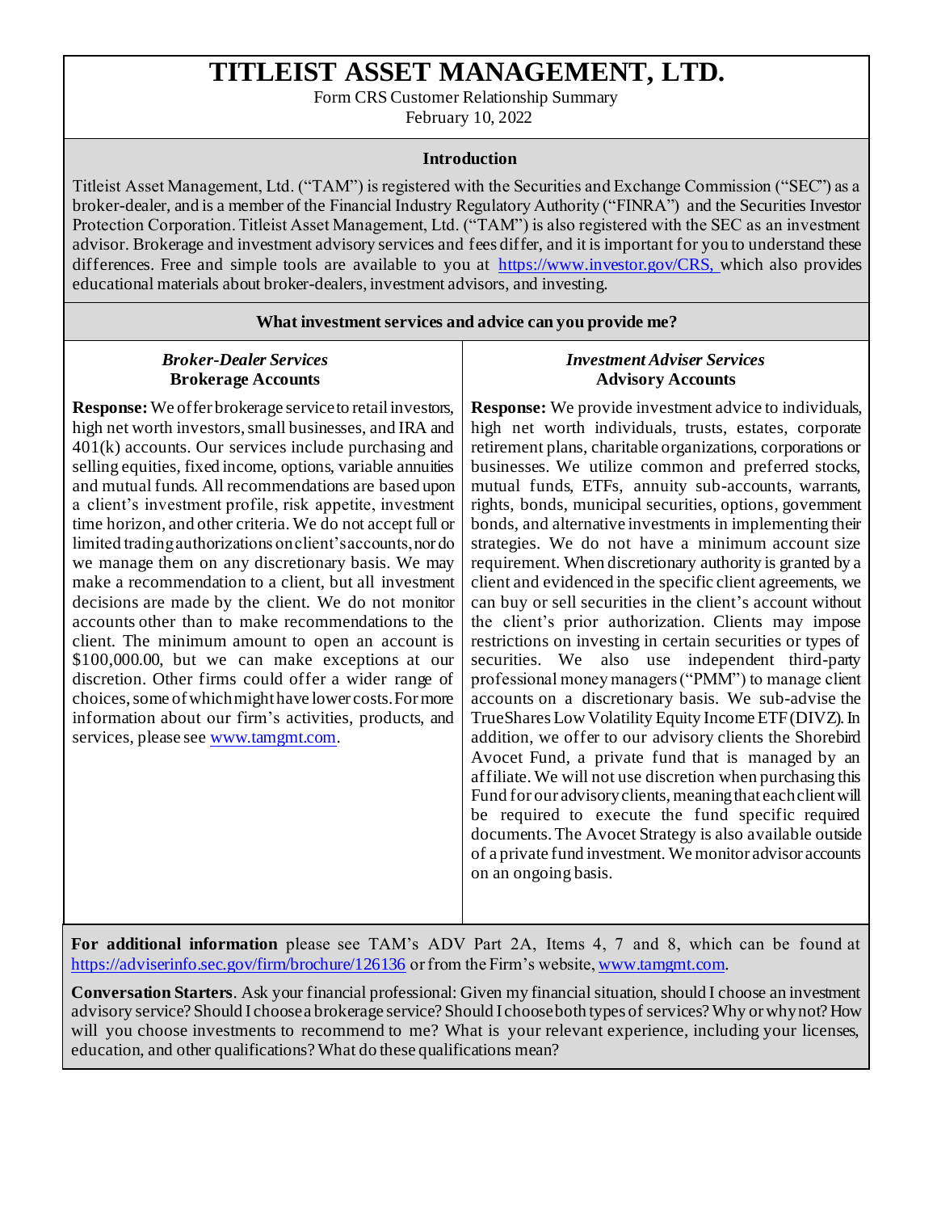# TITLEIST ASSET MANAGEMENT, LTD.

Form CRS Customer Relationship Summary
February 10, 2022

## Introduction

Titleist Asset Management, Ltd. ("TAM") is registered with the Securities and Exchange Commission ("SEC") as a broker-dealer, and is a member of the Financial Industry Regulatory Authority ("FINRA") and the Securities Investor Protection Corporation. Titleist Asset Management, Ltd. ("TAM") is also registered with the SEC as an investment advisor. Brokerage and investment advisory services and fees differ, and it is important for you to understand these differences. Free and simple tools are available to you at https://www.investor.gov/CRS, which also provides educational materials about broker-dealers, investment advisors, and investing.

## What investment services and advice can you provide me?

### *Broker-Dealer Services*
### Brokerage Accounts

**Response:** We offer brokerage service to retail investors, high net worth investors, small businesses, and IRA and 401(k) accounts. Our services include purchasing and selling equities, fixed income, options, variable annuities and mutual funds. All recommendations are based upon a client's investment profile, risk appetite, investment time horizon, and other criteria. We do not accept full or limited trading authorizations on client's accounts, nor do we manage them on any discretionary basis. We may make a recommendation to a client, but all investment decisions are made by the client. We do not monitor accounts other than to make recommendations to the client. The minimum amount to open an account is $100,000.00, but we can make exceptions at our discretion. Other firms could offer a wider range of choices, some of which might have lower costs. For more information about our firm's activities, products, and services, please see www.tamgmt.com.

### *Investment Adviser Services*
### Advisory Accounts

**Response:** We provide investment advice to individuals, high net worth individuals, trusts, estates, corporate retirement plans, charitable organizations, corporations or businesses. We utilize common and preferred stocks, mutual funds, ETFs, annuity sub-accounts, warrants, rights, bonds, municipal securities, options, government bonds, and alternative investments in implementing their strategies. We do not have a minimum account size requirement. When discretionary authority is granted by a client and evidenced in the specific client agreements, we can buy or sell securities in the client's account without the client's prior authorization. Clients may impose restrictions on investing in certain securities or types of securities. We also use independent third-party professional money managers ("PMM") to manage client accounts on a discretionary basis. We sub-advise the TrueShares Low Volatility Equity Income ETF (DIVZ). In addition, we offer to our advisory clients the Shorebird Avocet Fund, a private fund that is managed by an affiliate. We will not use discretion when purchasing this Fund for our advisory clients, meaning that each client will be required to execute the fund specific required documents. The Avocet Strategy is also available outside of a private fund investment. We monitor advisor accounts on an ongoing basis.

**For additional information** please see TAM's ADV Part 2A, Items 4, 7 and 8, which can be found at https://adviserinfo.sec.gov/firm/brochure/126136 or from the Firm's website, www.tamgmt.com.

**Conversation Starters**. Ask your financial professional: Given my financial situation, should I choose an investment advisory service? Should I choose a brokerage service? Should I choose both types of services? Why or why not? How will you choose investments to recommend to me? What is your relevant experience, including your licenses, education, and other qualifications? What do these qualifications mean?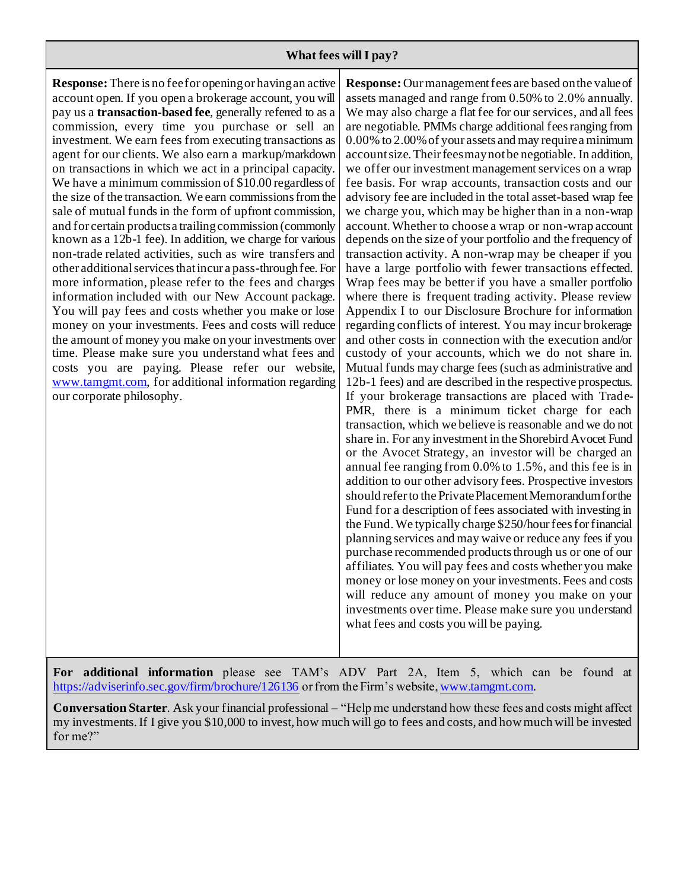| What fees will I pay? | |
|---|---|
| **Response:** There is no fee for opening or having an active account open. If you open a brokerage account, you will pay us a **transaction-based fee**, generally referred to as a commission, every time you purchase or sell an investment. We earn fees from executing transactions as agent for our clients. We also earn a markup/markdown on transactions in which we act in a principal capacity. We have a minimum commission of $10.00 regardless of the size of the transaction. We earn commissions from the sale of mutual funds in the form of upfront commission, and for certain products a trailing commission (commonly known as a 12b-1 fee). In addition, we charge for various non-trade related activities, such as wire transfers and other additional services that incur a pass-through fee. For more information, please refer to the fees and charges information included with our New Account package. You will pay fees and costs whether you make or lose money on your investments. Fees and costs will reduce the amount of money you make on your investments over time. Please make sure you understand what fees and costs you are paying. Please refer our website, www.tamgmt.com, for additional information regarding our corporate philosophy. | **Response:** Our management fees are based on the value of assets managed and range from 0.50% to 2.0% annually. We may also charge a flat fee for our services, and all fees are negotiable. PMMs charge additional fees ranging from 0.00% to 2.00% of your assets and may require a minimum account size. Their fees may not be negotiable. In addition, we offer our investment management services on a wrap fee basis. For wrap accounts, transaction costs and our advisory fee are included in the total asset-based wrap fee we charge you, which may be higher than in a non-wrap account. Whether to choose a wrap or non-wrap account depends on the size of your portfolio and the frequency of transaction activity. A non-wrap may be cheaper if you have a large portfolio with fewer transactions effected. Wrap fees may be better if you have a smaller portfolio where there is frequent trading activity. Please review Appendix I to our Disclosure Brochure for information regarding conflicts of interest. You may incur brokerage and other costs in connection with the execution and/or custody of your accounts, which we do not share in. Mutual funds may charge fees (such as administrative and 12b-1 fees) and are described in the respective prospectus. If your brokerage transactions are placed with Trade-PMR, there is a minimum ticket charge for each transaction, which we believe is reasonable and we do not share in. For any investment in the Shorebird Avocet Fund or the Avocet Strategy, an investor will be charged an annual fee ranging from 0.0% to 1.5%, and this fee is in addition to our other advisory fees. Prospective investors should refer to the Private Placement Memorandum for the Fund for a description of fees associated with investing in the Fund. We typically charge $250/hour fees for financial planning services and may waive or reduce any fees if you purchase recommended products through us or one of our affiliates. You will pay fees and costs whether you make money or lose money on your investments. Fees and costs will reduce any amount of money you make on your investments over time. Please make sure you understand what fees and costs you will be paying. |

**For additional information** please see TAM's ADV Part 2A, Item 5, which can be found at https://adviserinfo.sec.gov/firm/brochure/126136 or from the Firm's website, www.tamgmt.com.

**Conversation Starter**. Ask your financial professional – "Help me understand how these fees and costs might affect my investments. If I give you $10,000 to invest, how much will go to fees and costs, and how much will be invested for me?"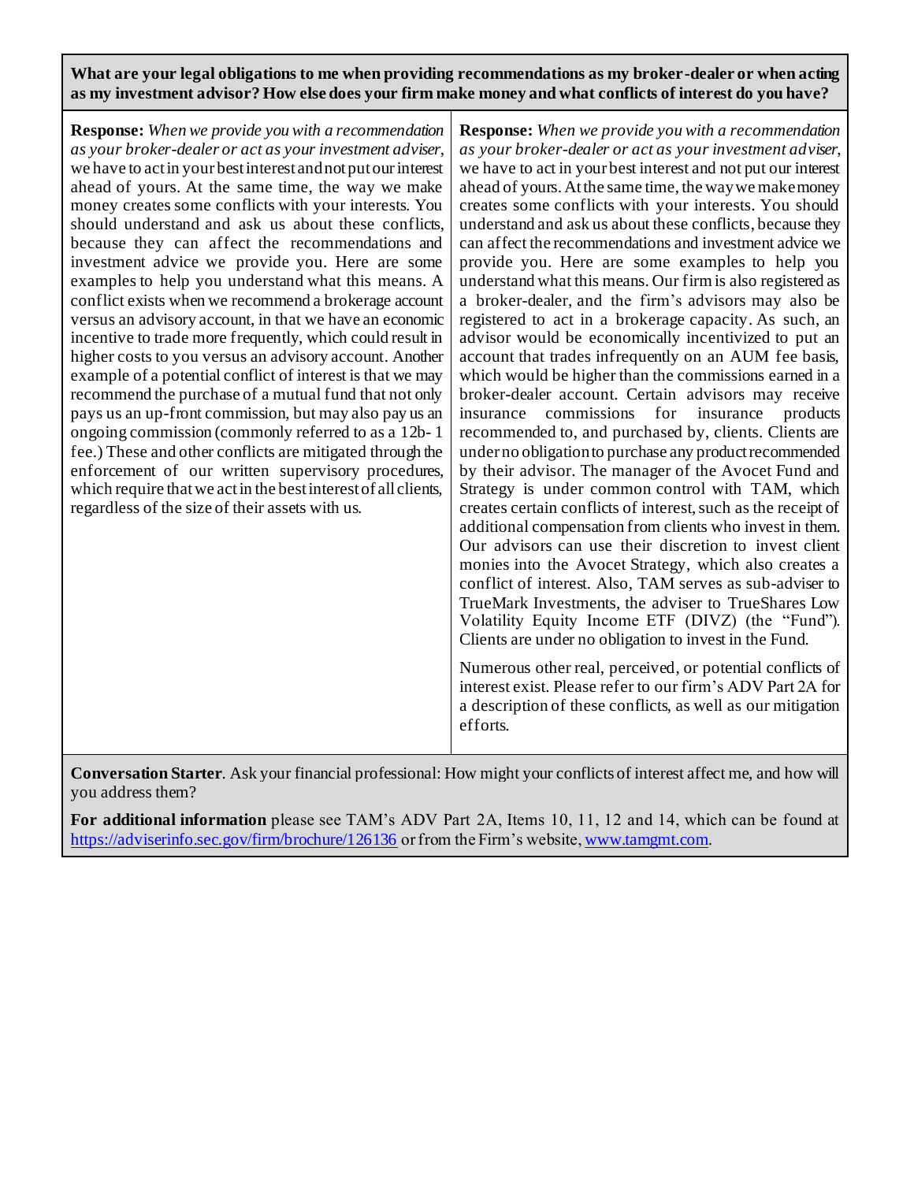**What are your legal obligations to me when providing recommendations as my broker-dealer or when acting as my investment advisor? How else does your firm make money and what conflicts of interest do you have?**

| | |
|---|---|
| **Response:** *When we provide you with a recommendation as your broker-dealer or act as your investment adviser*, we have to act in your best interest and not put our interest ahead of yours. At the same time, the way we make money creates some conflicts with your interests. You should understand and ask us about these conflicts, because they can affect the recommendations and investment advice we provide you. Here are some examples to help you understand what this means. A conflict exists when we recommend a brokerage account versus an advisory account, in that we have an economic incentive to trade more frequently, which could result in higher costs to you versus an advisory account. Another example of a potential conflict of interest is that we may recommend the purchase of a mutual fund that not only pays us an up-front commission, but may also pay us an ongoing commission (commonly referred to as a 12b- 1 fee.) These and other conflicts are mitigated through the enforcement of our written supervisory procedures, which require that we act in the best interest of all clients, regardless of the size of their assets with us. | **Response:** *When we provide you with a recommendation as your broker-dealer or act as your investment adviser*, we have to act in your best interest and not put our interest ahead of yours. At the same time, the way we make money creates some conflicts with your interests. You should understand and ask us about these conflicts, because they can affect the recommendations and investment advice we provide you. Here are some examples to help you understand what this means. Our firm is also registered as a broker-dealer, and the firm's advisors may also be registered to act in a brokerage capacity. As such, an advisor would be economically incentivized to put an account that trades infrequently on an AUM fee basis, which would be higher than the commissions earned in a broker-dealer account. Certain advisors may receive insurance commissions for insurance products recommended to, and purchased by, clients. Clients are under no obligation to purchase any product recommended by their advisor. The manager of the Avocet Fund and Strategy is under common control with TAM, which creates certain conflicts of interest, such as the receipt of additional compensation from clients who invest in them. Our advisors can use their discretion to invest client monies into the Avocet Strategy, which also creates a conflict of interest. Also, TAM serves as sub-adviser to TrueMark Investments, the adviser to TrueShares Low Volatility Equity Income ETF (DIVZ) (the "Fund"). Clients are under no obligation to invest in the Fund.<br><br>Numerous other real, perceived, or potential conflicts of interest exist. Please refer to our firm's ADV Part 2A for a description of these conflicts, as well as our mitigation efforts. |

**Conversation Starter**. Ask your financial professional: How might your conflicts of interest affect me, and how will you address them?

**For additional information** please see TAM's ADV Part 2A, Items 10, 11, 12 and 14, which can be found at [https://adviserinfo.sec.gov/firm/brochure/126136](https://adviserinfo.sec.gov/firm/brochure/126136) or from the Firm's website, [www.tamgmt.com](www.tamgmt.com).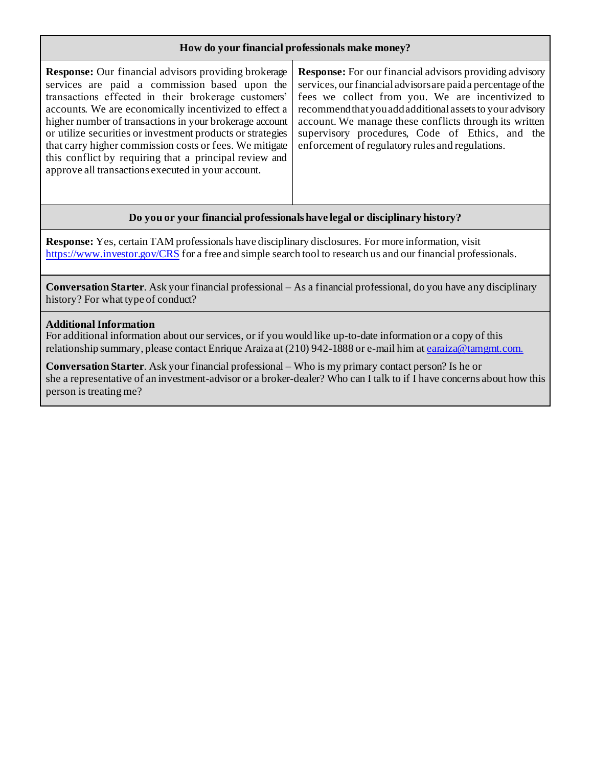| How do your financial professionals make money? | |
|---|---|
| **Response:** Our financial advisors providing brokerage services are paid a commission based upon the transactions effected in their brokerage customers' accounts. We are economically incentivized to effect a higher number of transactions in your brokerage account or utilize securities or investment products or strategies that carry higher commission costs or fees. We mitigate this conflict by requiring that a principal review and approve all transactions executed in your account. | **Response:** For our financial advisors providing advisory services, our financial advisors are paid a percentage of the fees we collect from you. We are incentivized to recommend that you add additional assets to your advisory account. We manage these conflicts through its written supervisory procedures, Code of Ethics, and the enforcement of regulatory rules and regulations. |

**Do you or your financial professionals have legal or disciplinary history?**

**Response:** Yes, certain TAM professionals have disciplinary disclosures. For more information, visit https://www.investor.gov/CRS for a free and simple search tool to research us and our financial professionals.

**Conversation Starter**. Ask your financial professional – As a financial professional, do you have any disciplinary history? For what type of conduct?

**Additional Information**

For additional information about our services, or if you would like up-to-date information or a copy of this relationship summary, please contact Enrique Araiza at (210) 942-1888 or e-mail him at earaiza@tamgmt.com.

**Conversation Starter**. Ask your financial professional – Who is my primary contact person? Is he or she a representative of an investment-advisor or a broker-dealer? Who can I talk to if I have concerns about how this person is treating me?